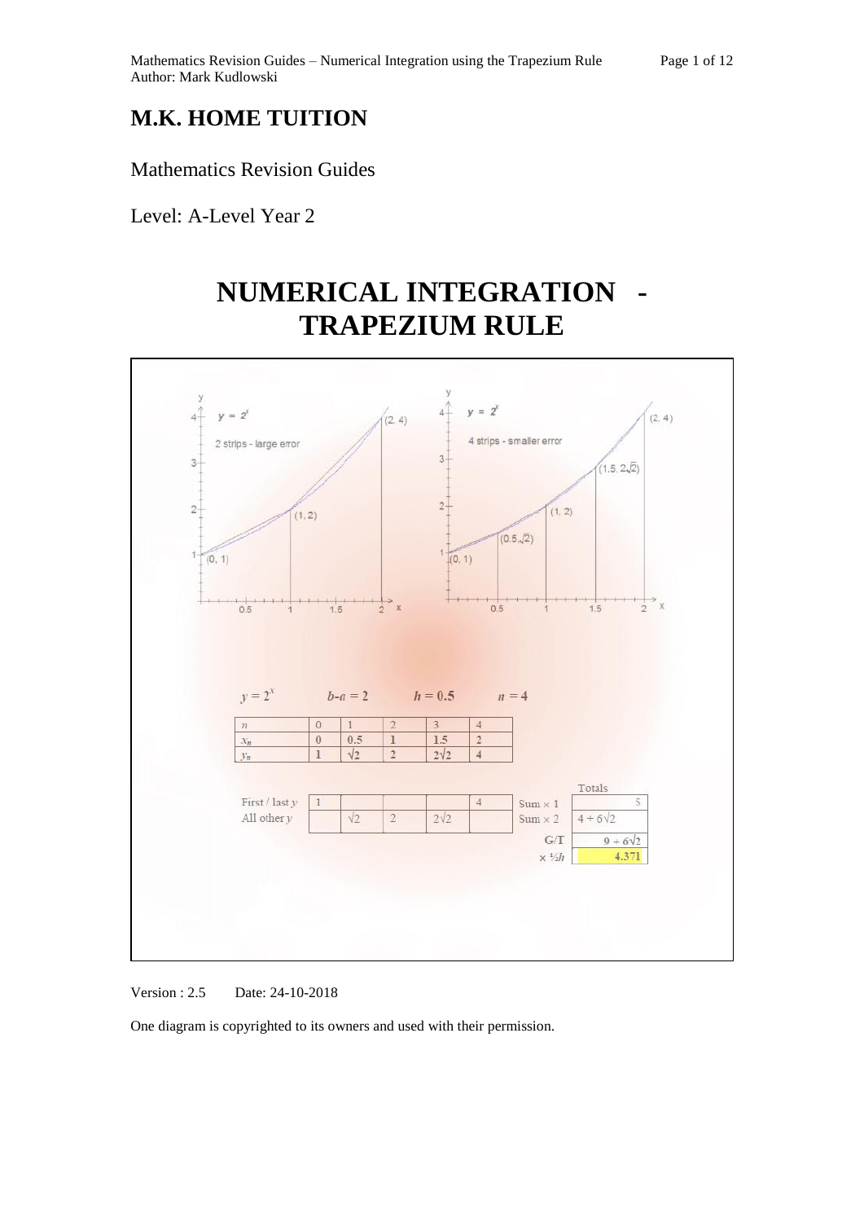# M.K. HOME TUITION

Mathematics Revision Guides

Level: A-Level Year 2

# NUMERICAL INTEGRATION - TRAPEZIUM RULE

$y = 2^x$ $\quad b-a = 2 \quad h = 0.5 \quad n = 4$

| $n$ | 0 | 1 | 2 | 3 | 4 |
|---|---|---|---|---|---|
| $x_n$ | 0 | 0.5 | 1 | 1.5 | 2 |
| $y_n$ | 1 | $\sqrt{2}$ | 2 | $2\sqrt{2}$ | 4 |

| | | | | | | | Totals |
|---|---|---|---|---|---|---|---|
| First / last $y$ | 1 | | | | 4 | Sum × 1 | 5 |
| All other $y$ | | $\sqrt{2}$ | 2 | $2\sqrt{2}$ | | Sum × 2 | $4 + 6\sqrt{2}$ |
| | | | | | | G/T | $9 + 6\sqrt{2}$ |
| | | | | | | × ½$h$ | 4.371 |

Version : 2.5 Date: 24-10-2018

One diagram is copyrighted to its owners and used with their permission.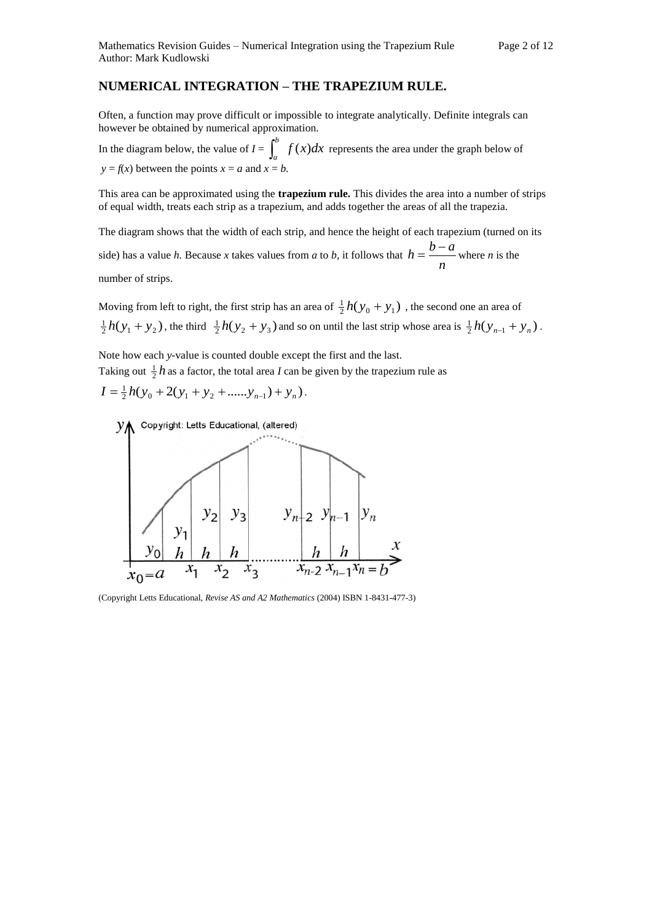## NUMERICAL INTEGRATION – THE TRAPEZIUM RULE.

Often, a function may prove difficult or impossible to integrate analytically. Definite integrals can however be obtained by numerical approximation.

In the diagram below, the value of $I = \int_a^b f(x)dx$ represents the area under the graph below of $y = f(x)$ between the points $x = a$ and $x = b$.

This area can be approximated using the **trapezium rule.** This divides the area into a number of strips of equal width, treats each strip as a trapezium, and adds together the areas of all the trapezia.

The diagram shows that the width of each strip, and hence the height of each trapezium (turned on its side) has a value *h.* Because *x* takes values from *a* to *b*, it follows that $h = \frac{b-a}{n}$ where *n* is the number of strips.

Moving from left to right, the first strip has an area of $\frac{1}{2}h(y_0 + y_1)$ , the second one an area of $\frac{1}{2}h(y_1 + y_2)$, the third $\frac{1}{2}h(y_2 + y_3)$ and so on until the last strip whose area is $\frac{1}{2}h(y_{n-1} + y_n)$.

Note how each *y*-value is counted double except the first and the last.
Taking out $\frac{1}{2}h$ as a factor, the total area *I* can be given by the trapezium rule as

$I = \frac{1}{2}h(y_0 + 2(y_1 + y_2 + ......y_{n-1}) + y_n)$.

(Copyright Letts Educational, *Revise AS and A2 Mathematics* (2004) ISBN 1-8431-477-3)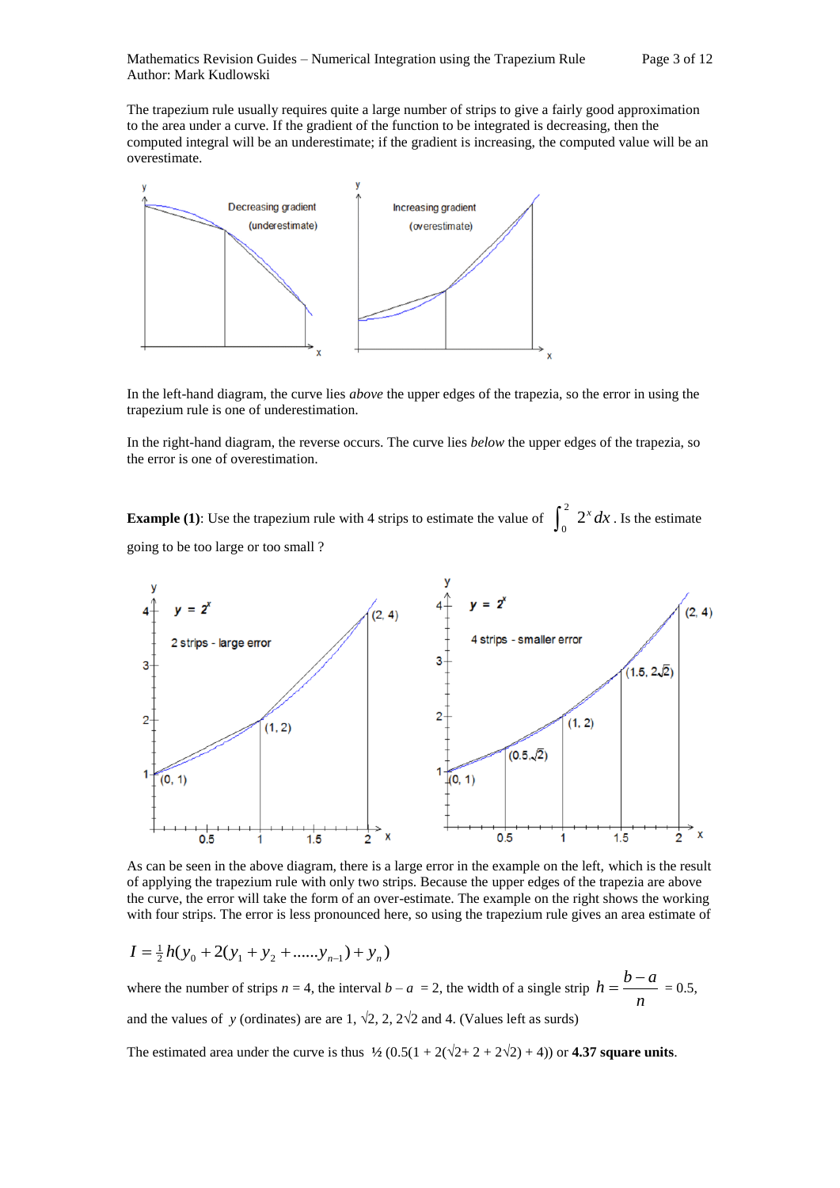The trapezium rule usually requires quite a large number of strips to give a fairly good approximation to the area under a curve. If the gradient of the function to be integrated is decreasing, then the computed integral will be an underestimate; if the gradient is increasing, the computed value will be an overestimate.

In the left-hand diagram, the curve lies *above* the upper edges of the trapezia, so the error in using the trapezium rule is one of underestimation.

In the right-hand diagram, the reverse occurs. The curve lies *below* the upper edges of the trapezia, so the error is one of overestimation.

**Example (1)**: Use the trapezium rule with 4 strips to estimate the value of $\int_0^2 2^x \, dx$. Is the estimate going to be too large or too small ?

As can be seen in the above diagram, there is a large error in the example on the left, which is the result of applying the trapezium rule with only two strips. Because the upper edges of the trapezia are above the curve, the error will take the form of an over-estimate. The example on the right shows the working with four strips. The error is less pronounced here, so using the trapezium rule gives an area estimate of

$$I = \tfrac{1}{2}h(y_0 + 2(y_1 + y_2 + \ldots\ldots y_{n-1}) + y_n)$$

where the number of strips $n$ = 4, the interval $b - a$ = 2, the width of a single strip $h = \dfrac{b-a}{n}$ = 0.5,

and the values of $y$ (ordinates) are are 1, √2, 2, 2√2 and 4. (Values left as surds)

The estimated area under the curve is thus ½ (0.5(1 + 2(√2+ 2 + 2√2) + 4)) or **4.37 square units**.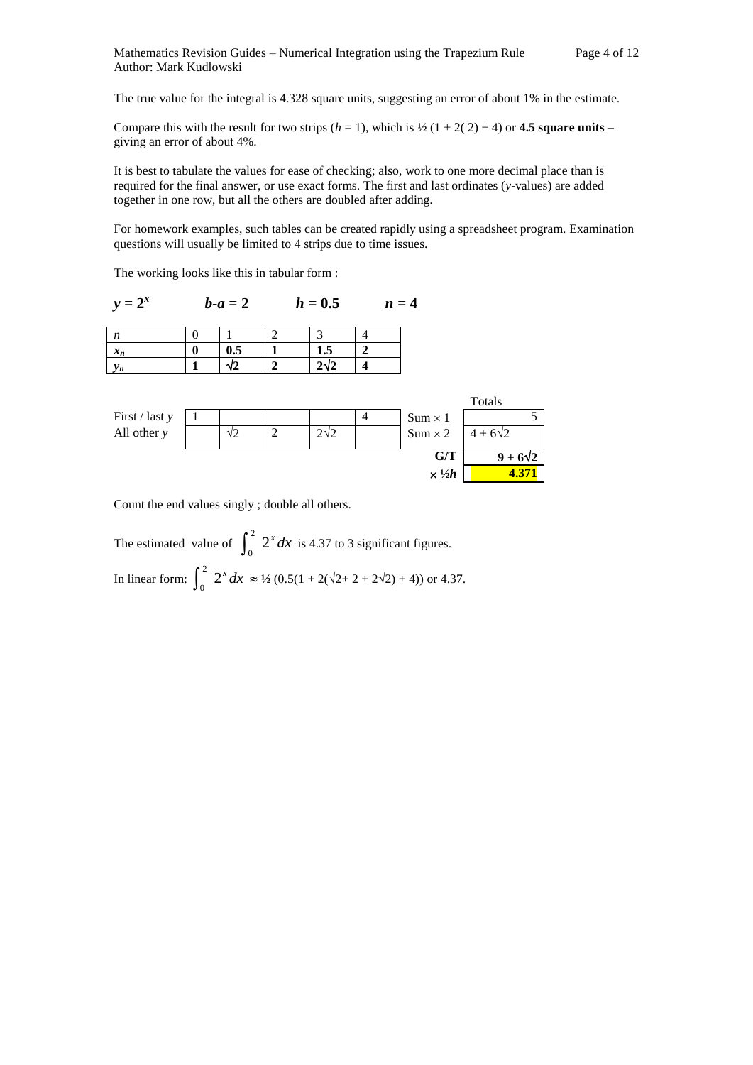The true value for the integral is 4.328 square units, suggesting an error of about 1% in the estimate.

Compare this with the result for two strips ($h$ = 1), which is ½ (1 + 2( 2) + 4) or **4.5 square units –** giving an error of about 4%.

It is best to tabulate the values for ease of checking; also, work to one more decimal place than is required for the final answer, or use exact forms. The first and last ordinates ($y$-values) are added together in one row, but all the others are doubled after adding.

For homework examples, such tables can be created rapidly using a spreadsheet program. Examination questions will usually be limited to 4 strips due to time issues.

The working looks like this in tabular form :

$y = 2^x$ $\quad$ $b - a = 2$ $\quad$ $h = 0.5$ $\quad$ $n = 4$

| $n$ | 0 | 1 | 2 | 3 | 4 |
|---|---|---|---|---|---|
| $x_n$ | **0** | **0.5** | **1** | **1.5** | **2** |
| $y_n$ | **1** | **$\sqrt{2}$** | **2** | **$2\sqrt{2}$** | **4** |

| | | | | | | | Totals |
|---|---|---|---|---|---|---|---|
| First / last $y$ | 1 | | | | 4 | Sum × 1 | 5 |
| All other $y$ | | $\sqrt{2}$ | 2 | $2\sqrt{2}$ | | Sum × 2 | $4 + 6\sqrt{2}$ |
| | | | | | | **G/T** | **$9 + 6\sqrt{2}$** |
| | | | | | | **× ½$h$** | **4.371** |

Count the end values singly ; double all others.

The estimated value of $\int_0^2 2^x \, dx$ is 4.37 to 3 significant figures.

In linear form: $\int_0^2 2^x \, dx \approx$ ½ (0.5(1 + 2($\sqrt{2}$+ 2 + 2$\sqrt{2}$) + 4)) or 4.37.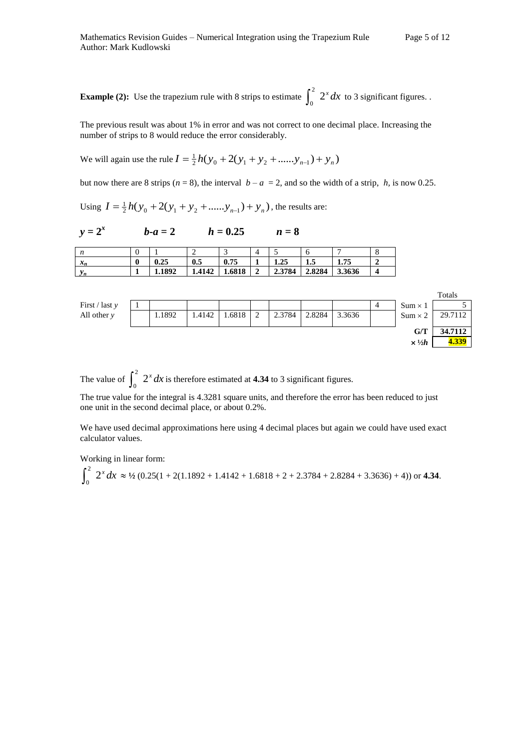**Example (2):** Use the trapezium rule with 8 strips to estimate $\int_0^2 2^x\,dx$ to 3 significant figures. .

The previous result was about 1% in error and was not correct to one decimal place. Increasing the number of strips to 8 would reduce the error considerably.

We will again use the rule $I = \frac{1}{2}h(y_0 + 2(y_1 + y_2 + ......y_{n-1}) + y_n)$

but now there are 8 strips ($n$ = 8), the interval $b - a$ = 2, and so the width of a strip, $h$, is now 0.25.

Using $I = \frac{1}{2}h(y_0 + 2(y_1 + y_2 + ......y_{n-1}) + y_n)$, the results are:

$\boldsymbol{y = 2^x}$ $\quad$ $\boldsymbol{b\text{-}a = 2}$ $\quad$ $\boldsymbol{h = 0.25}$ $\quad$ $\boldsymbol{n = 8}$

| $n$ | 0 | 1 | 2 | 3 | 4 | 5 | 6 | 7 | 8 |
|---|---|---|---|---|---|---|---|---|---|
| $x_n$ | **0** | **0.25** | **0.5** | **0.75** | **1** | **1.25** | **1.5** | **1.75** | **2** |
| $y_n$ | **1** | **1.1892** | **1.4142** | **1.6818** | **2** | **2.3784** | **2.8284** | **3.3636** | **4** |

| | | | | | | | | | | | Totals |
|---|---|---|---|---|---|---|---|---|---|---|---|
| First / last $y$ | 1 | | | | | | | | 4 | Sum × 1 | 5 |
| All other $y$ | | 1.1892 | 1.4142 | 1.6818 | 2 | 2.3784 | 2.8284 | 3.3636 | | Sum × 2 | 29.7112 |
| | | | | | | | | | | **G/T** | **34.7112** |
| | | | | | | | | | | **× ½*h*** | **4.339** |

The value of $\int_0^2 2^x\,dx$ is therefore estimated at **4.34** to 3 significant figures.

The true value for the integral is 4.3281 square units, and therefore the error has been reduced to just one unit in the second decimal place, or about 0.2%.

We have used decimal approximations here using 4 decimal places but again we could have used exact calculator values.

Working in linear form:

$\int_0^2 2^x\,dx \approx$ ½ (0.25(1 + 2(1.1892 + 1.4142 + 1.6818 + 2 + 2.3784 + 2.8284 + 3.3636) + 4)) or **4.34**.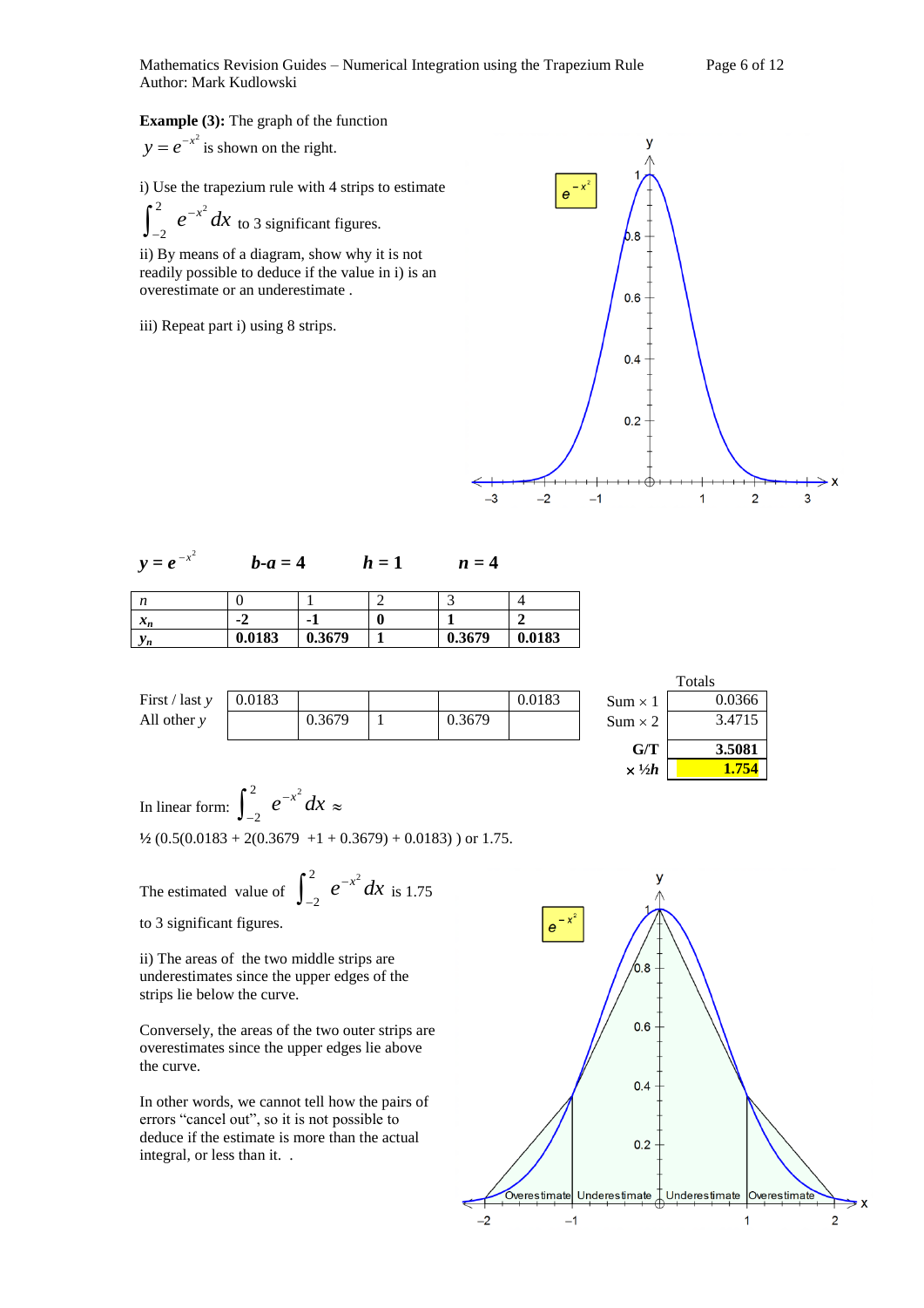**Example (3):** The graph of the function $y = e^{-x^2}$ is shown on the right.

i) Use the trapezium rule with 4 strips to estimate $\int_{-2}^{2} e^{-x^2}\,dx$ to 3 significant figures.

ii) By means of a diagram, show why it is not readily possible to deduce if the value in i) is an overestimate or an underestimate .

iii) Repeat part i) using 8 strips.

$y = e^{-x^2}$ $\quad$ ***b-a* = 4** $\quad$ ***h* = 1** $\quad$ ***n* = 4**

| $n$ | 0 | 1 | 2 | 3 | 4 |
|---|---|---|---|---|---|
| $x_n$ | **-2** | **-1** | **0** | **1** | **2** |
| $y_n$ | **0.0183** | **0.3679** | **1** | **0.3679** | **0.0183** |

| | | | | | | | Totals |
|---|---|---|---|---|---|---|---|
| First / last $y$ | 0.0183 | | | | 0.0183 | Sum × 1 | 0.0366 |
| All other $y$ | | 0.3679 | 1 | 0.3679 | | Sum × 2 | 3.4715 |
| | | | | | | **G/T** | **3.5081** |
| | | | | | | × ½$h$ | **1.754** |

In linear form: $\int_{-2}^{2} e^{-x^2}\,dx \approx$

½ (0.5(0.0183 + 2(0.3679 +1 + 0.3679) + 0.0183) ) or 1.75.

The estimated value of $\int_{-2}^{2} e^{-x^2}\,dx$ is 1.75 to 3 significant figures.

ii) The areas of the two middle strips are underestimates since the upper edges of the strips lie below the curve.

Conversely, the areas of the two outer strips are overestimates since the upper edges lie above the curve.

In other words, we cannot tell how the pairs of errors "cancel out", so it is not possible to deduce if the estimate is more than the actual integral, or less than it. .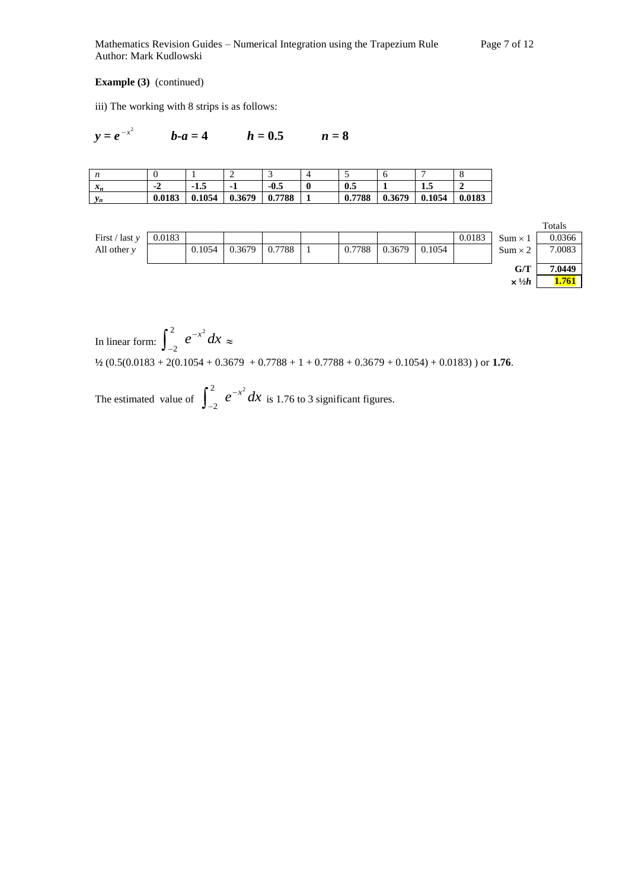**Example (3)** (continued)

iii) The working with 8 strips is as follows:

$\boldsymbol{y = e^{-x^2}}$ &nbsp;&nbsp;&nbsp;&nbsp; $\boldsymbol{b - a = 4}$ &nbsp;&nbsp;&nbsp;&nbsp; $\boldsymbol{h = 0.5}$ &nbsp;&nbsp;&nbsp;&nbsp; $\boldsymbol{n = 8}$

| $n$ | 0 | 1 | 2 | 3 | 4 | 5 | 6 | 7 | 8 |
|---|---|---|---|---|---|---|---|---|---|
| $x_n$ | **-2** | **-1.5** | **-1** | **-0.5** | **0** | **0.5** | **1** | **1.5** | **2** |
| $y_n$ | **0.0183** | **0.1054** | **0.3679** | **0.7788** | **1** | **0.7788** | **0.3679** | **0.1054** | **0.0183** |

| | | | | | | | | | | | Totals |
|---|---|---|---|---|---|---|---|---|---|---|---|
| First / last $y$ | 0.0183 | | | | | | | | 0.0183 | Sum × 1 | 0.0366 |
| All other $y$ | | 0.1054 | 0.3679 | 0.7788 | 1 | 0.7788 | 0.3679 | 0.1054 | | Sum × 2 | 7.0083 |
| | | | | | | | | | | **G/T** | **7.0449** |
| | | | | | | | | | | **× ½*h*** | **1.761** |

In linear form: $\int_{-2}^{2} e^{-x^2}\,dx \approx$

**½** (0.5(0.0183 + 2(0.1054 + 0.3679 + 0.7788 + 1 + 0.7788 + 0.3679 + 0.1054) + 0.0183) ) or **1.76**.

The estimated value of $\int_{-2}^{2} e^{-x^2}\,dx$ is 1.76 to 3 significant figures.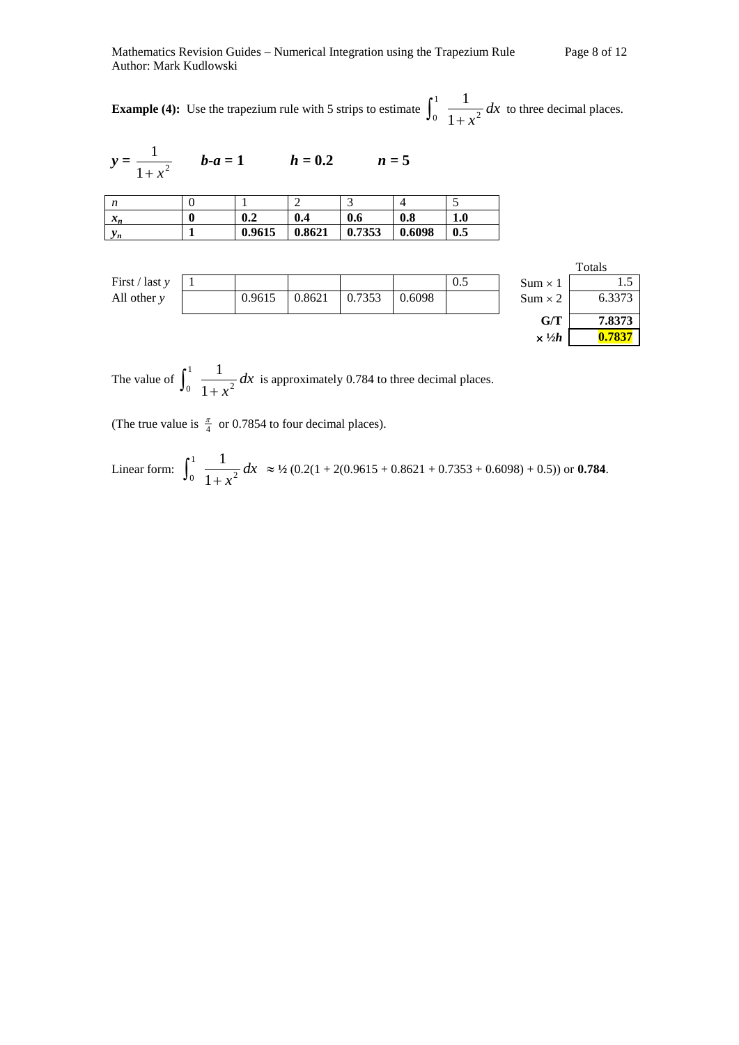**Example (4):** Use the trapezium rule with 5 strips to estimate $\int_0^1 \frac{1}{1+x^2}\,dx$ to three decimal places.

$y = \frac{1}{1+x^2}$ $\quad$ $b\text{-}a = 1$ $\quad$ $h = 0.2$ $\quad$ $n = 5$

| $n$ | 0 | 1 | 2 | 3 | 4 | 5 |
|---|---|---|---|---|---|---|
| $x_n$ | **0** | **0.2** | **0.4** | **0.6** | **0.8** | **1.0** |
| $y_n$ | **1** | **0.9615** | **0.8621** | **0.7353** | **0.6098** | **0.5** |

| | | | | | | | | Totals |
|---|---|---|---|---|---|---|---|---|
| First / last $y$ | 1 | | | | | 0.5 | Sum × 1 | 1.5 |
| All other $y$ | | 0.9615 | 0.8621 | 0.7353 | 0.6098 | | Sum × 2 | 6.3373 |
| | | | | | | | **G/T** | **7.8373** |
| | | | | | | | **× ½$h$** | **0.7837** |

The value of $\int_0^1 \frac{1}{1+x^2}\,dx$ is approximately 0.784 to three decimal places.

(The true value is $\frac{\pi}{4}$ or 0.7854 to four decimal places).

Linear form: $\int_0^1 \frac{1}{1+x^2}\,dx \approx$ ½ (0.2(1 + 2(0.9615 + 0.8621 + 0.7353 + 0.6098) + 0.5)) or **0.784**.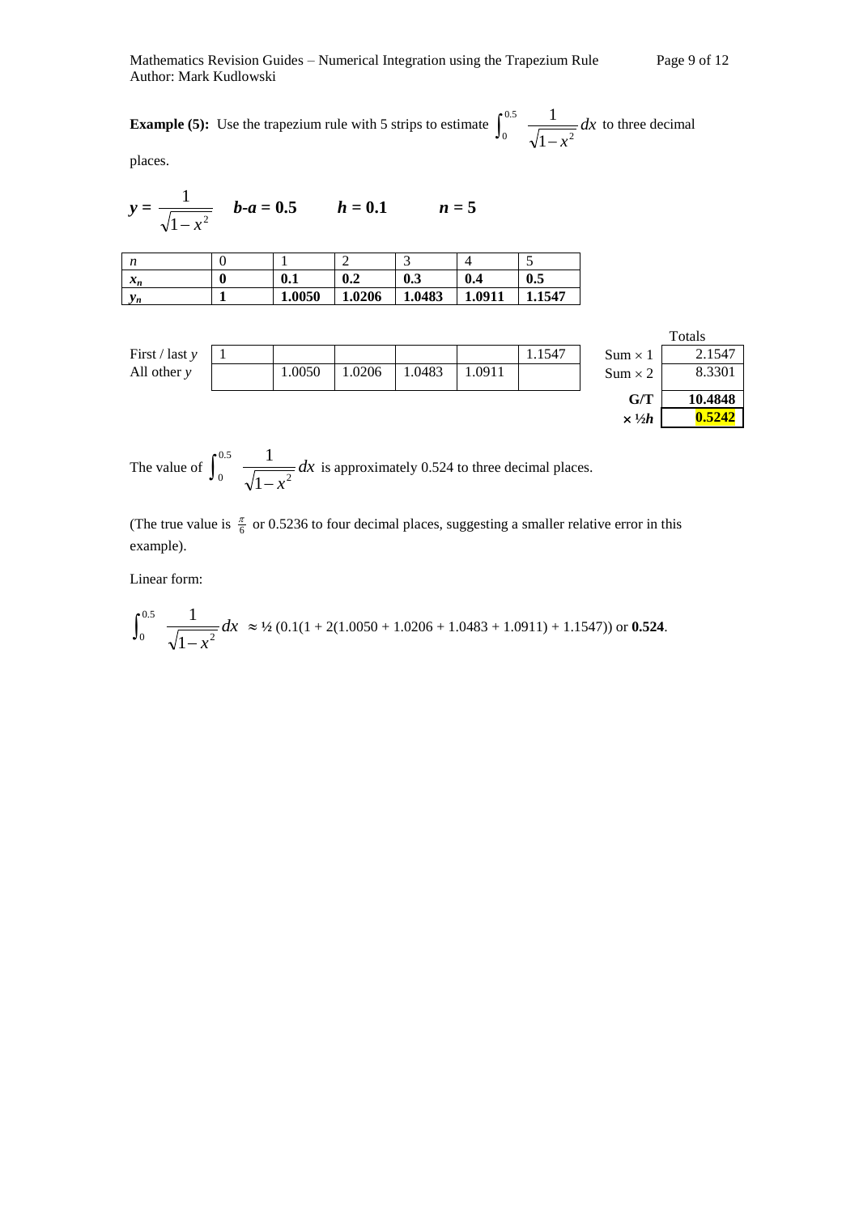**Example (5):** Use the trapezium rule with 5 strips to estimate $\int_0^{0.5} \frac{1}{\sqrt{1-x^2}}\,dx$ to three decimal places.

$y = \frac{1}{\sqrt{1-x^2}}$ $\quad$ $\boldsymbol{b-a = 0.5}$ $\quad$ $\boldsymbol{h = 0.1}$ $\quad$ $\boldsymbol{n = 5}$

| $n$ | 0 | 1 | 2 | 3 | 4 | 5 |
|---|---|---|---|---|---|---|
| $x_n$ | **0** | **0.1** | **0.2** | **0.3** | **0.4** | **0.5** |
| $y_n$ | **1** | **1.0050** | **1.0206** | **1.0483** | **1.0911** | **1.1547** |

| | | | | | | | | Totals |
|---|---|---|---|---|---|---|---|---|
| First / last $y$ | 1 | | | | | 1.1547 | Sum × 1 | 2.1547 |
| All other $y$ | | 1.0050 | 1.0206 | 1.0483 | 1.0911 | | Sum × 2 | 8.3301 |
| | | | | | | | **G/T** | **10.4848** |
| | | | | | | | **× ½*h*** | **0.5242** |

The value of $\int_0^{0.5} \frac{1}{\sqrt{1-x^2}}\,dx$ is approximately 0.524 to three decimal places.

(The true value is $\frac{\pi}{6}$ or 0.5236 to four decimal places, suggesting a smaller relative error in this example).

Linear form:

$$\int_0^{0.5} \frac{1}{\sqrt{1-x^2}}\,dx \approx ½\,(0.1(1 + 2(1.0050 + 1.0206 + 1.0483 + 1.0911) + 1.1547)) \text{ or } \mathbf{0.524}.$$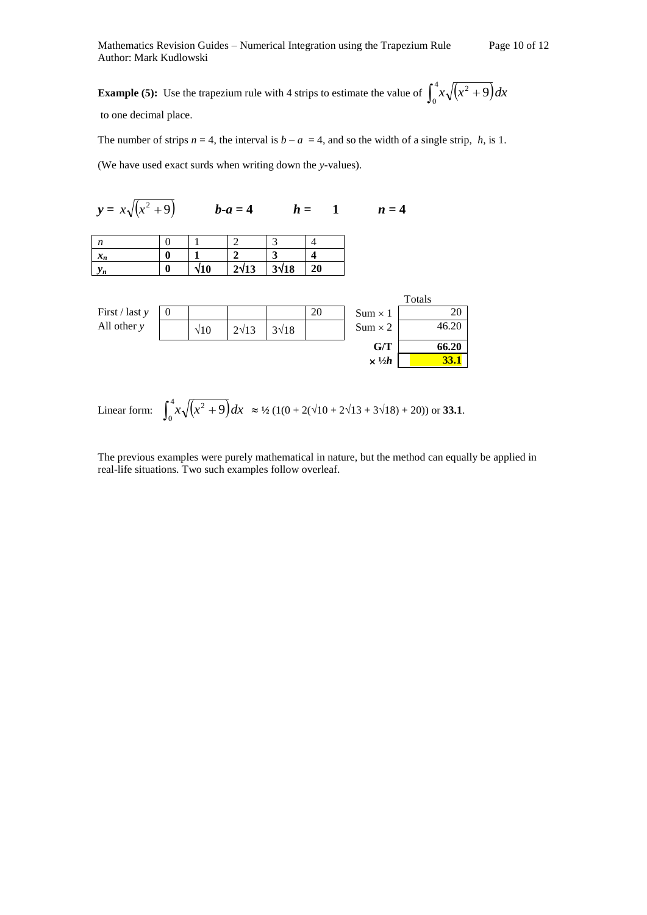**Example (5):** Use the trapezium rule with 4 strips to estimate the value of $\int_0^4 x\sqrt{(x^2+9)}\,dx$ to one decimal place.

The number of strips $n$ = 4, the interval is $b - a$ = 4, and so the width of a single strip, $h$, is 1.

(We have used exact surds when writing down the $y$-values).

$y = x\sqrt{(x^2+9)}$ $\quad$ $b$-$a$ = 4 $\quad$ $h$ = 1 $\quad$ $n$ = 4

| $n$ | 0 | 1 | 2 | 3 | 4 |
|---|---|---|---|---|---|
| $x_n$ | **0** | **1** | **2** | **3** | **4** |
| $y_n$ | **0** | **$\sqrt{10}$** | **$2\sqrt{13}$** | **$3\sqrt{18}$** | **20** |

| | | | | | | | Totals |
|---|---|---|---|---|---|---|---|
| First / last $y$ | 0 | | | | 20 | Sum × 1 | 20 |
| All other $y$ | | $\sqrt{10}$ | $2\sqrt{13}$ | $3\sqrt{18}$ | | Sum × 2 | 46.20 |
| | | | | | | **G/T** | **66.20** |
| | | | | | | **× ½$h$** | **33.1** |

Linear form: $\int_0^4 x\sqrt{(x^2+9)}\,dx \approx$ ½ (1(0 + 2($\sqrt{10}$ + $2\sqrt{13}$ + $3\sqrt{18}$) + 20)) or **33.1**.

The previous examples were purely mathematical in nature, but the method can equally be applied in real-life situations. Two such examples follow overleaf.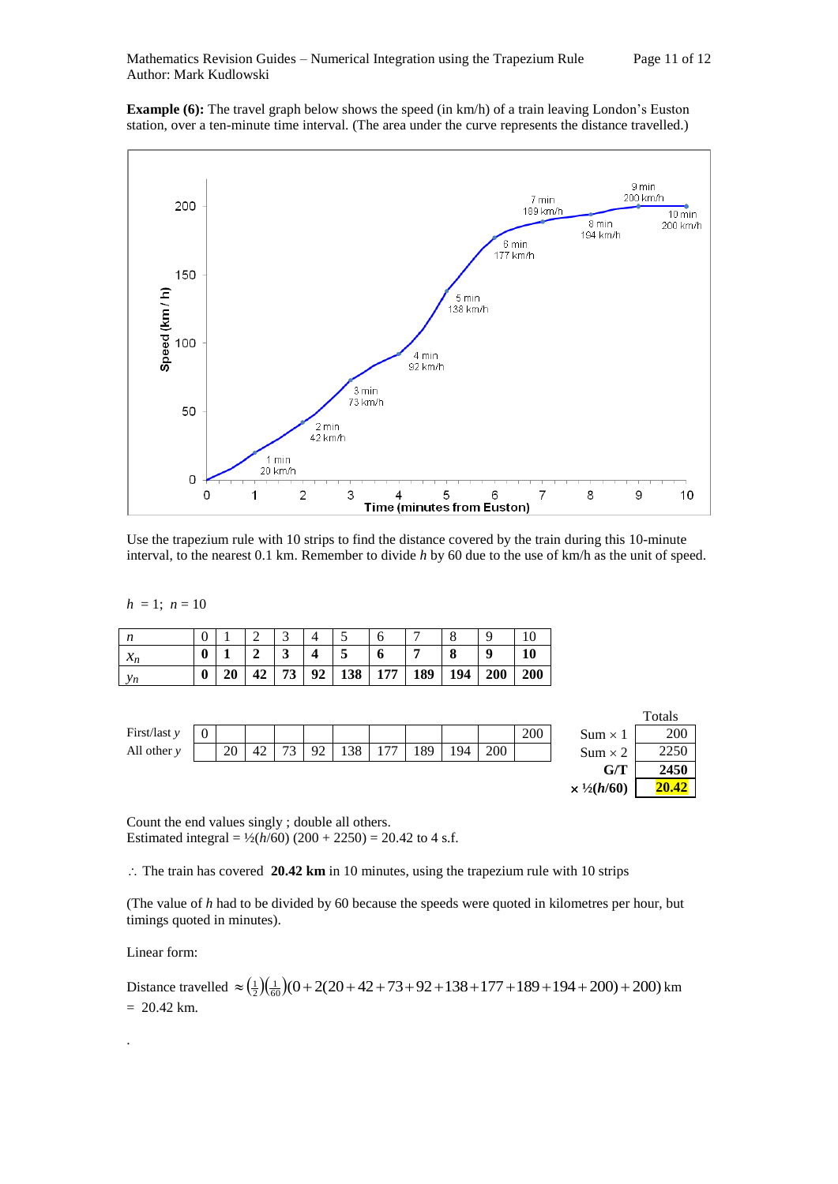**Example (6):** The travel graph below shows the speed (in km/h) of a train leaving London's Euston station, over a ten-minute time interval. (The area under the curve represents the distance travelled.)

Use the trapezium rule with 10 strips to find the distance covered by the train during this 10-minute interval, to the nearest 0.1 km. Remember to divide $h$ by 60 due to the use of km/h as the unit of speed.

$h = 1$; $n = 10$

| $n$ | 0 | 1 | 2 | 3 | 4 | 5 | 6 | 7 | 8 | 9 | 10 |
|---|---|---|---|---|---|---|---|---|---|---|---|
| $x_n$ | **0** | **1** | **2** | **3** | **4** | **5** | **6** | **7** | **8** | **9** | **10** |
| $y_n$ | **0** | **20** | **42** | **73** | **92** | **138** | **177** | **189** | **194** | **200** | **200** |

| | | | | | | | | | | | | | Totals |
|---|---|---|---|---|---|---|---|---|---|---|---|---|---|
| First/last $y$ | 0 | | | | | | | | | | 200 | Sum × 1 | 200 |
| All other $y$ | | 20 | 42 | 73 | 92 | 138 | 177 | 189 | 194 | 200 | | Sum × 2 | 2250 |
| | | | | | | | | | | | | **G/T** | **2450** |
| | | | | | | | | | | | | **× ½($h$/60)** | **20.42** |

Count the end values singly ; double all others.
Estimated integral = ½($h$/60) (200 + 2250) = 20.42 to 4 s.f.

∴ The train has covered **20.42 km** in 10 minutes, using the trapezium rule with 10 strips

(The value of $h$ had to be divided by 60 because the speeds were quoted in kilometres per hour, but timings quoted in minutes).

Linear form:

Distance travelled $\approx \left(\frac{1}{2}\right)\left(\frac{1}{60}\right)(0 + 2(20 + 42 + 73 + 92 + 138 + 177 + 189 + 194 + 200) + 200)$ km
= 20.42 km.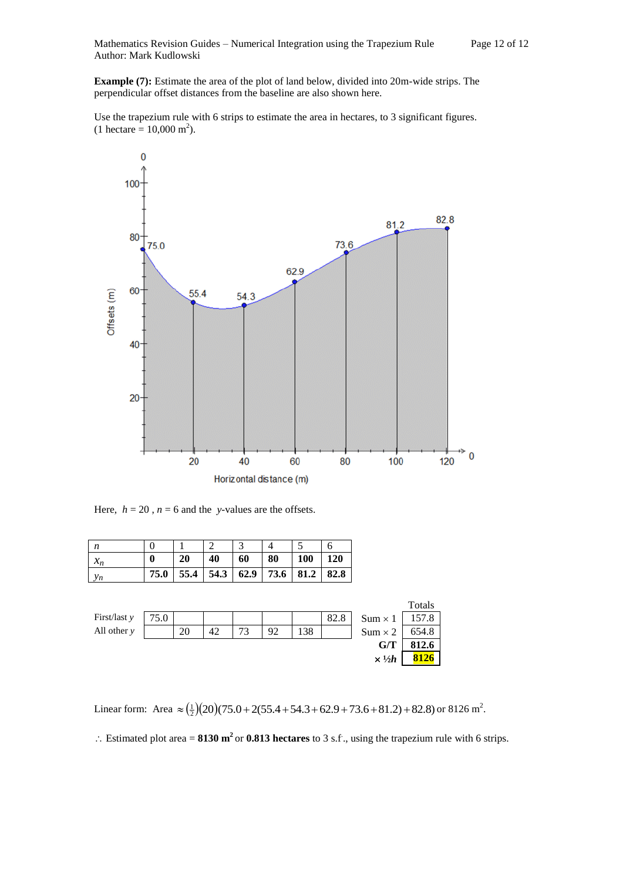**Example (7):** Estimate the area of the plot of land below, divided into 20m-wide strips. The perpendicular offset distances from the baseline are also shown here.

Use the trapezium rule with 6 strips to estimate the area in hectares, to 3 significant figures. (1 hectare = 10,000 $m^2$).

0

100

80

60

40

20

Offsets (m)

75.0

55.4

54.3

62.9

73.6

81.2

82.8

20

40

60

80

100

120

0

Horizontal distance (m)

Here, $h = 20$ , $n = 6$ and the $y$-values are the offsets.

| $n$ | 0 | 1 | 2 | 3 | 4 | 5 | 6 |
|---|---|---|---|---|---|---|---|
| $x_n$ | **0** | **20** | **40** | **60** | **80** | **100** | **120** |
| $y_n$ | **75.0** | **55.4** | **54.3** | **62.9** | **73.6** | **81.2** | **82.8** |

| | | | | | | | | | Totals |
|---|---|---|---|---|---|---|---|---|---|
| First/last $y$ | 75.0 | | | | | | 82.8 | Sum × 1 | 157.8 |
| All other $y$ | | 20 | 42 | 73 | 92 | 138 | | Sum × 2 | 654.8 |
| | | | | | | | | **G/T** | **812.6** |
| | | | | | | | | **× ½*h*** | **8126** |

Linear form: Area $\approx \left(\frac{1}{2}\right)(20)(75.0 + 2(55.4 + 54.3 + 62.9 + 73.6 + 81.2) + 82.8)$ or 8126 $m^2$.

$\therefore$ Estimated plot area = **8130 $m^2$** or **0.813 hectares** to 3 s.f., using the trapezium rule with 6 strips.